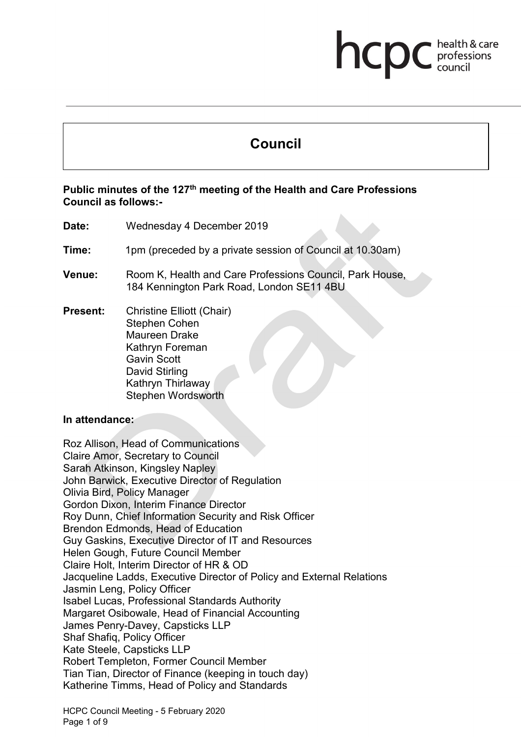# Council

**Public minutes of the 127th meeting of the Health and Care Professions Council as follows:-**

**Date:** Wednesday 4 December 2019

**Time:** 1pm (preceded by a private session of Council at 10.30am)

**Venue:** Room K, Health and Care Professions Council, Park House, 184 Kennington Park Road, London SE11 4BU

**Present:** Christine Elliott (Chair)
Stephen Cohen
Maureen Drake
Kathryn Foreman
Gavin Scott
David Stirling
Kathryn Thirlaway
Stephen Wordsworth

**In attendance:**

Roz Allison, Head of Communications
Claire Amor, Secretary to Council
Sarah Atkinson, Kingsley Napley
John Barwick, Executive Director of Regulation
Olivia Bird, Policy Manager
Gordon Dixon, Interim Finance Director
Roy Dunn, Chief Information Security and Risk Officer
Brendon Edmonds, Head of Education
Guy Gaskins, Executive Director of IT and Resources
Helen Gough, Future Council Member
Claire Holt, Interim Director of HR & OD
Jacqueline Ladds, Executive Director of Policy and External Relations
Jasmin Leng, Policy Officer
Isabel Lucas, Professional Standards Authority
Margaret Osibowale, Head of Financial Accounting
James Penry-Davey, Capsticks LLP
Shaf Shafiq, Policy Officer
Kate Steele, Capsticks LLP
Robert Templeton, Former Council Member
Tian Tian, Director of Finance (keeping in touch day)
Katherine Timms, Head of Policy and Standards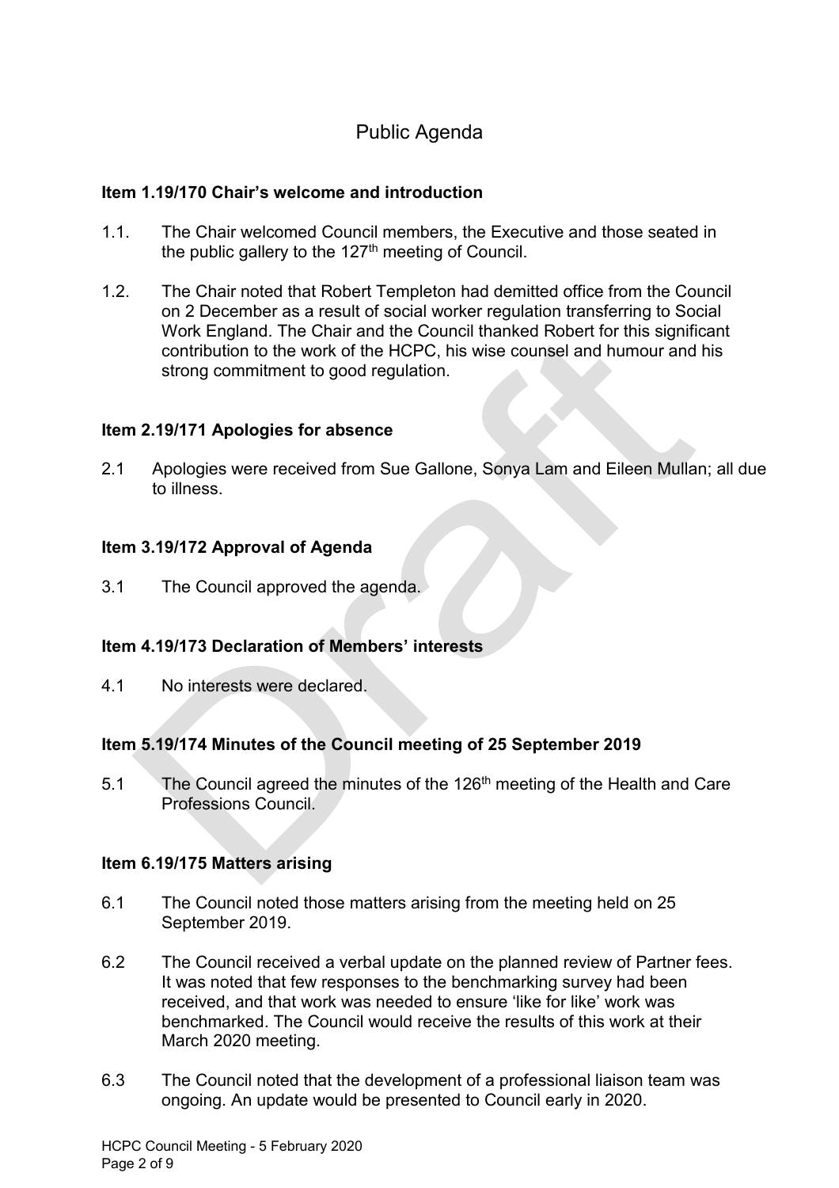# Public Agenda

### Item 1.19/170 Chair's welcome and introduction

1.1. The Chair welcomed Council members, the Executive and those seated in the public gallery to the 127th meeting of Council.

1.2. The Chair noted that Robert Templeton had demitted office from the Council on 2 December as a result of social worker regulation transferring to Social Work England. The Chair and the Council thanked Robert for this significant contribution to the work of the HCPC, his wise counsel and humour and his strong commitment to good regulation.

### Item 2.19/171 Apologies for absence

2.1 Apologies were received from Sue Gallone, Sonya Lam and Eileen Mullan; all due to illness.

### Item 3.19/172 Approval of Agenda

3.1 The Council approved the agenda.

### Item 4.19/173 Declaration of Members' interests

4.1 No interests were declared.

### Item 5.19/174 Minutes of the Council meeting of 25 September 2019

5.1 The Council agreed the minutes of the 126th meeting of the Health and Care Professions Council.

### Item 6.19/175 Matters arising

6.1 The Council noted those matters arising from the meeting held on 25 September 2019.

6.2 The Council received a verbal update on the planned review of Partner fees. It was noted that few responses to the benchmarking survey had been received, and that work was needed to ensure 'like for like' work was benchmarked. The Council would receive the results of this work at their March 2020 meeting.

6.3 The Council noted that the development of a professional liaison team was ongoing. An update would be presented to Council early in 2020.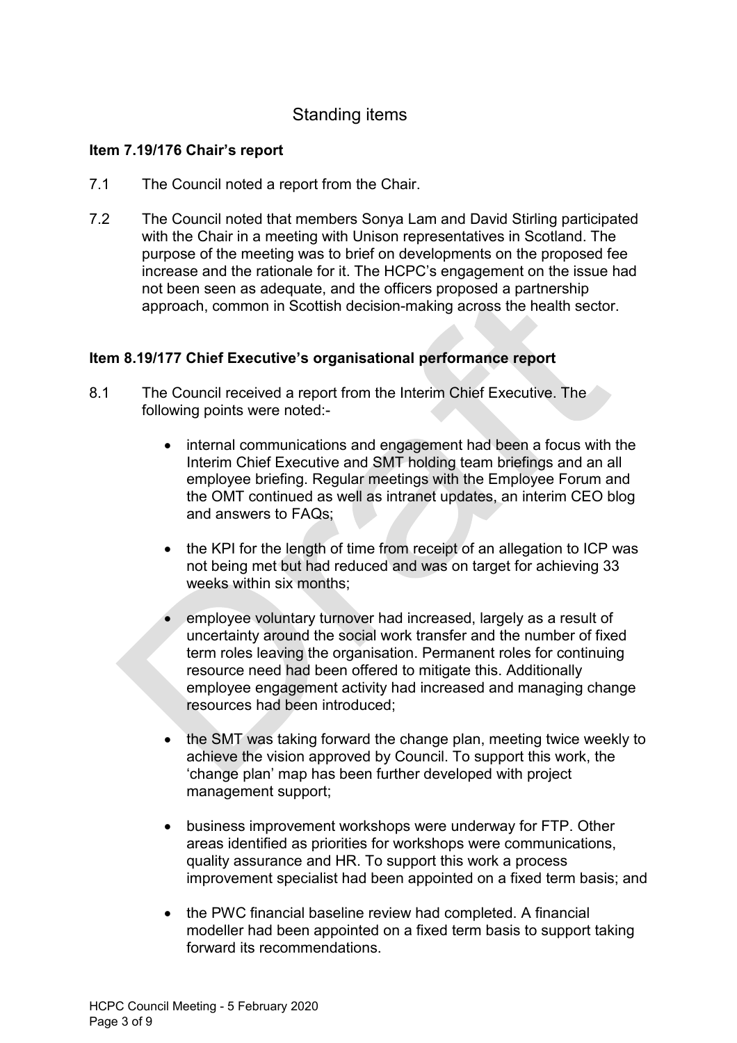## Standing items

### Item 7.19/176 Chair's report

7.1 The Council noted a report from the Chair.

7.2 The Council noted that members Sonya Lam and David Stirling participated with the Chair in a meeting with Unison representatives in Scotland. The purpose of the meeting was to brief on developments on the proposed fee increase and the rationale for it. The HCPC's engagement on the issue had not been seen as adequate, and the officers proposed a partnership approach, common in Scottish decision-making across the health sector.

### Item 8.19/177 Chief Executive's organisational performance report

8.1 The Council received a report from the Interim Chief Executive. The following points were noted:-

- internal communications and engagement had been a focus with the Interim Chief Executive and SMT holding team briefings and an all employee briefing. Regular meetings with the Employee Forum and the OMT continued as well as intranet updates, an interim CEO blog and answers to FAQs;

- the KPI for the length of time from receipt of an allegation to ICP was not being met but had reduced and was on target for achieving 33 weeks within six months;

- employee voluntary turnover had increased, largely as a result of uncertainty around the social work transfer and the number of fixed term roles leaving the organisation. Permanent roles for continuing resource need had been offered to mitigate this. Additionally employee engagement activity had increased and managing change resources had been introduced;

- the SMT was taking forward the change plan, meeting twice weekly to achieve the vision approved by Council. To support this work, the 'change plan' map has been further developed with project management support;

- business improvement workshops were underway for FTP. Other areas identified as priorities for workshops were communications, quality assurance and HR. To support this work a process improvement specialist had been appointed on a fixed term basis; and

- the PWC financial baseline review had completed. A financial modeller had been appointed on a fixed term basis to support taking forward its recommendations.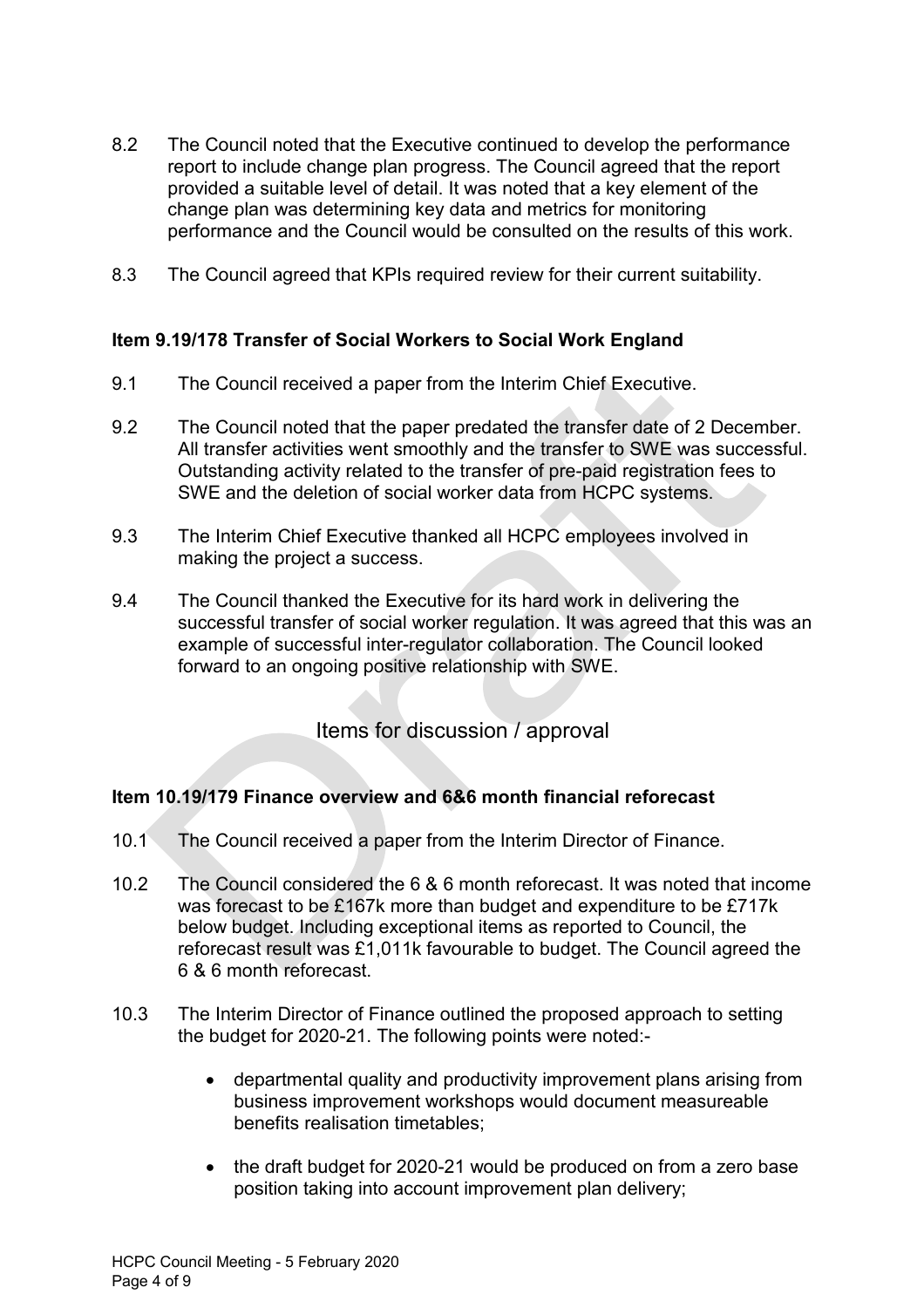8.2 The Council noted that the Executive continued to develop the performance report to include change plan progress. The Council agreed that the report provided a suitable level of detail. It was noted that a key element of the change plan was determining key data and metrics for monitoring performance and the Council would be consulted on the results of this work.

8.3 The Council agreed that KPIs required review for their current suitability.

**Item 9.19/178 Transfer of Social Workers to Social Work England**

9.1 The Council received a paper from the Interim Chief Executive.

9.2 The Council noted that the paper predated the transfer date of 2 December. All transfer activities went smoothly and the transfer to SWE was successful. Outstanding activity related to the transfer of pre-paid registration fees to SWE and the deletion of social worker data from HCPC systems.

9.3 The Interim Chief Executive thanked all HCPC employees involved in making the project a success.

9.4 The Council thanked the Executive for its hard work in delivering the successful transfer of social worker regulation. It was agreed that this was an example of successful inter-regulator collaboration. The Council looked forward to an ongoing positive relationship with SWE.

## Items for discussion / approval

**Item 10.19/179 Finance overview and 6&6 month financial reforecast**

10.1 The Council received a paper from the Interim Director of Finance.

10.2 The Council considered the 6 & 6 month reforecast. It was noted that income was forecast to be £167k more than budget and expenditure to be £717k below budget. Including exceptional items as reported to Council, the reforecast result was £1,011k favourable to budget. The Council agreed the 6 & 6 month reforecast.

10.3 The Interim Director of Finance outlined the proposed approach to setting the budget for 2020-21. The following points were noted:-

- departmental quality and productivity improvement plans arising from business improvement workshops would document measureable benefits realisation timetables;
- the draft budget for 2020-21 would be produced on from a zero base position taking into account improvement plan delivery;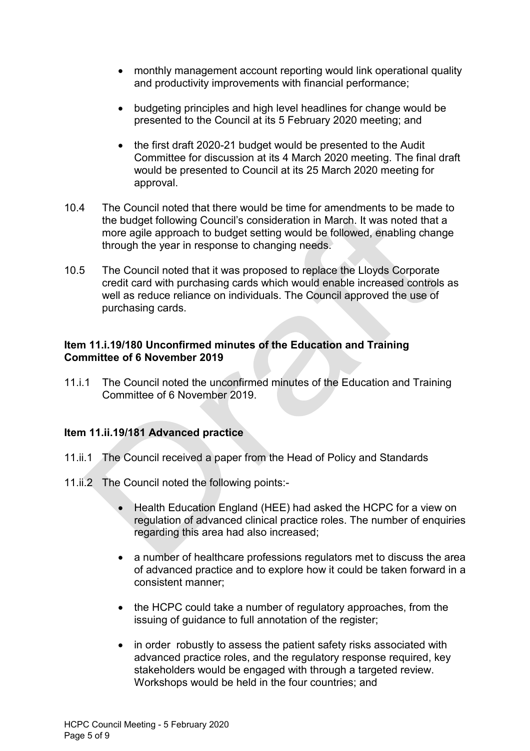- monthly management account reporting would link operational quality and productivity improvements with financial performance;
- budgeting principles and high level headlines for change would be presented to the Council at its 5 February 2020 meeting; and
- the first draft 2020-21 budget would be presented to the Audit Committee for discussion at its 4 March 2020 meeting. The final draft would be presented to Council at its 25 March 2020 meeting for approval.

10.4 The Council noted that there would be time for amendments to be made to the budget following Council's consideration in March. It was noted that a more agile approach to budget setting would be followed, enabling change through the year in response to changing needs.

10.5 The Council noted that it was proposed to replace the Lloyds Corporate credit card with purchasing cards which would enable increased controls as well as reduce reliance on individuals. The Council approved the use of purchasing cards.

**Item 11.i.19/180 Unconfirmed minutes of the Education and Training Committee of 6 November 2019**

11.i.1 The Council noted the unconfirmed minutes of the Education and Training Committee of 6 November 2019.

**Item 11.ii.19/181 Advanced practice**

11.ii.1 The Council received a paper from the Head of Policy and Standards

11.ii.2 The Council noted the following points:-

- Health Education England (HEE) had asked the HCPC for a view on regulation of advanced clinical practice roles. The number of enquiries regarding this area had also increased;
- a number of healthcare professions regulators met to discuss the area of advanced practice and to explore how it could be taken forward in a consistent manner;
- the HCPC could take a number of regulatory approaches, from the issuing of guidance to full annotation of the register;
- in order robustly to assess the patient safety risks associated with advanced practice roles, and the regulatory response required, key stakeholders would be engaged with through a targeted review. Workshops would be held in the four countries; and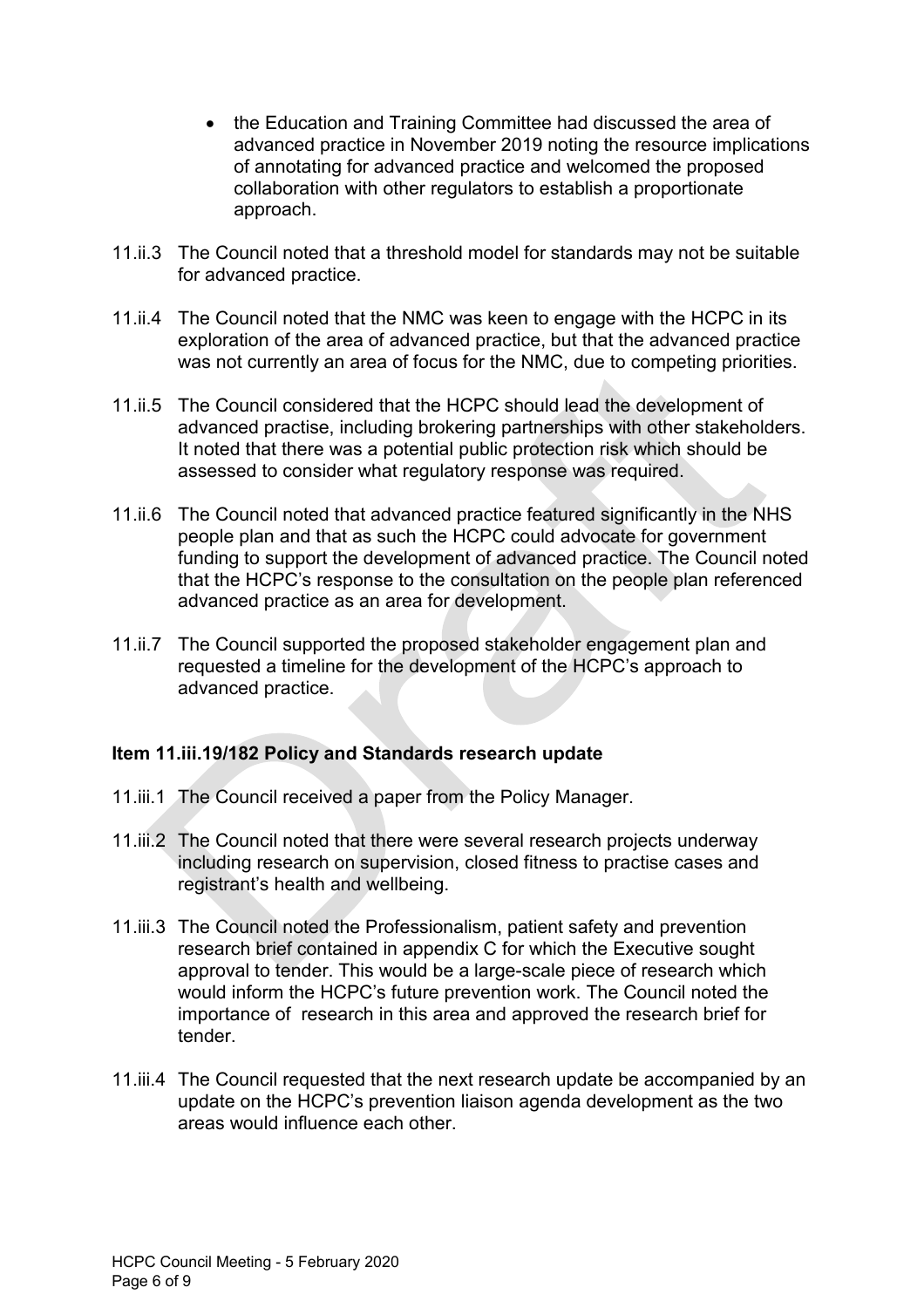- the Education and Training Committee had discussed the area of advanced practice in November 2019 noting the resource implications of annotating for advanced practice and welcomed the proposed collaboration with other regulators to establish a proportionate approach.

11.ii.3 The Council noted that a threshold model for standards may not be suitable for advanced practice.

11.ii.4 The Council noted that the NMC was keen to engage with the HCPC in its exploration of the area of advanced practice, but that the advanced practice was not currently an area of focus for the NMC, due to competing priorities.

11.ii.5 The Council considered that the HCPC should lead the development of advanced practise, including brokering partnerships with other stakeholders. It noted that there was a potential public protection risk which should be assessed to consider what regulatory response was required.

11.ii.6 The Council noted that advanced practice featured significantly in the NHS people plan and that as such the HCPC could advocate for government funding to support the development of advanced practice. The Council noted that the HCPC's response to the consultation on the people plan referenced advanced practice as an area for development.

11.ii.7 The Council supported the proposed stakeholder engagement plan and requested a timeline for the development of the HCPC's approach to advanced practice.

**Item 11.iii.19/182 Policy and Standards research update**

11.iii.1 The Council received a paper from the Policy Manager.

11.iii.2 The Council noted that there were several research projects underway including research on supervision, closed fitness to practise cases and registrant's health and wellbeing.

11.iii.3 The Council noted the Professionalism, patient safety and prevention research brief contained in appendix C for which the Executive sought approval to tender. This would be a large-scale piece of research which would inform the HCPC's future prevention work. The Council noted the importance of research in this area and approved the research brief for tender.

11.iii.4 The Council requested that the next research update be accompanied by an update on the HCPC's prevention liaison agenda development as the two areas would influence each other.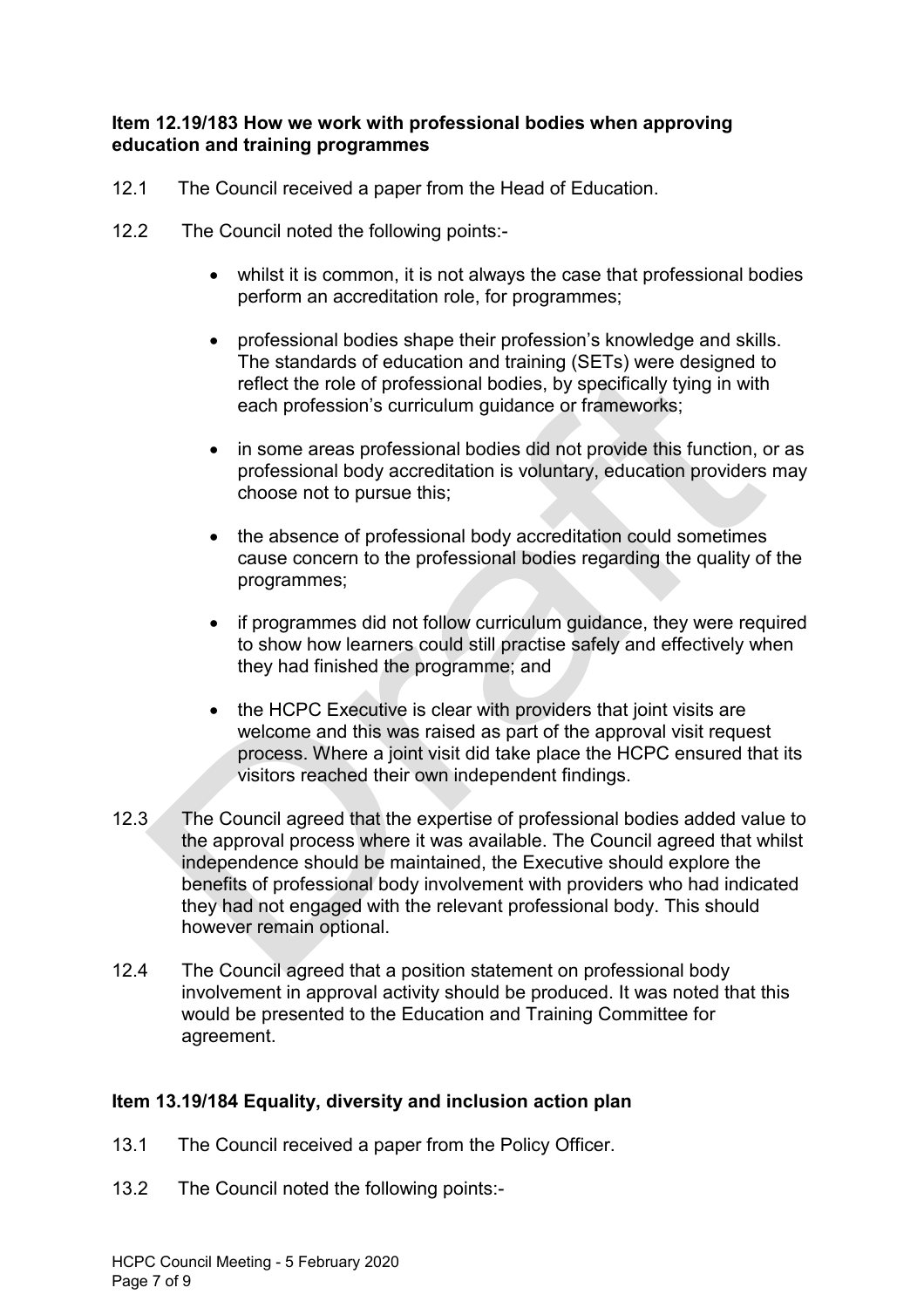**Item 12.19/183 How we work with professional bodies when approving education and training programmes**

12.1 The Council received a paper from the Head of Education.

12.2 The Council noted the following points:-

- whilst it is common, it is not always the case that professional bodies perform an accreditation role, for programmes;
- professional bodies shape their profession's knowledge and skills. The standards of education and training (SETs) were designed to reflect the role of professional bodies, by specifically tying in with each profession's curriculum guidance or frameworks;
- in some areas professional bodies did not provide this function, or as professional body accreditation is voluntary, education providers may choose not to pursue this;
- the absence of professional body accreditation could sometimes cause concern to the professional bodies regarding the quality of the programmes;
- if programmes did not follow curriculum guidance, they were required to show how learners could still practise safely and effectively when they had finished the programme; and
- the HCPC Executive is clear with providers that joint visits are welcome and this was raised as part of the approval visit request process. Where a joint visit did take place the HCPC ensured that its visitors reached their own independent findings.

12.3 The Council agreed that the expertise of professional bodies added value to the approval process where it was available. The Council agreed that whilst independence should be maintained, the Executive should explore the benefits of professional body involvement with providers who had indicated they had not engaged with the relevant professional body. This should however remain optional.

12.4 The Council agreed that a position statement on professional body involvement in approval activity should be produced. It was noted that this would be presented to the Education and Training Committee for agreement.

**Item 13.19/184 Equality, diversity and inclusion action plan**

13.1 The Council received a paper from the Policy Officer.

13.2 The Council noted the following points:-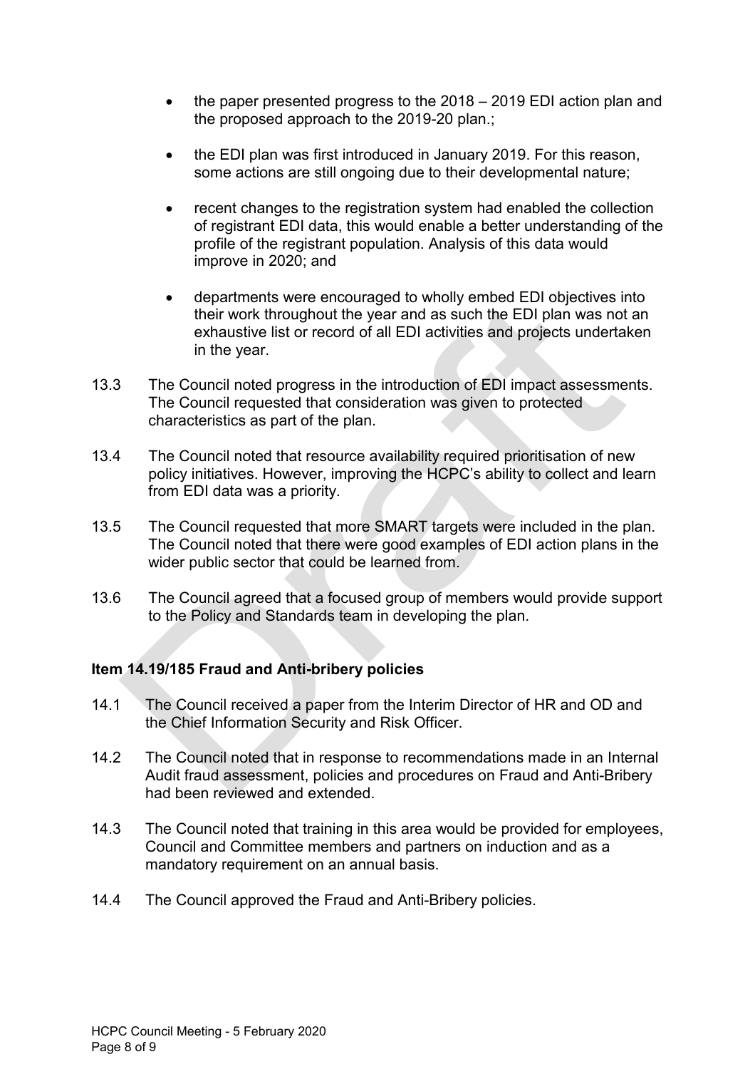- the paper presented progress to the 2018 – 2019 EDI action plan and the proposed approach to the 2019-20 plan.;

- the EDI plan was first introduced in January 2019. For this reason, some actions are still ongoing due to their developmental nature;

- recent changes to the registration system had enabled the collection of registrant EDI data, this would enable a better understanding of the profile of the registrant population. Analysis of this data would improve in 2020; and

- departments were encouraged to wholly embed EDI objectives into their work throughout the year and as such the EDI plan was not an exhaustive list or record of all EDI activities and projects undertaken in the year.

13.3 The Council noted progress in the introduction of EDI impact assessments. The Council requested that consideration was given to protected characteristics as part of the plan.

13.4 The Council noted that resource availability required prioritisation of new policy initiatives. However, improving the HCPC's ability to collect and learn from EDI data was a priority.

13.5 The Council requested that more SMART targets were included in the plan. The Council noted that there were good examples of EDI action plans in the wider public sector that could be learned from.

13.6 The Council agreed that a focused group of members would provide support to the Policy and Standards team in developing the plan.

**Item 14.19/185 Fraud and Anti-bribery policies**

14.1 The Council received a paper from the Interim Director of HR and OD and the Chief Information Security and Risk Officer.

14.2 The Council noted that in response to recommendations made in an Internal Audit fraud assessment, policies and procedures on Fraud and Anti-Bribery had been reviewed and extended.

14.3 The Council noted that training in this area would be provided for employees, Council and Committee members and partners on induction and as a mandatory requirement on an annual basis.

14.4 The Council approved the Fraud and Anti-Bribery policies.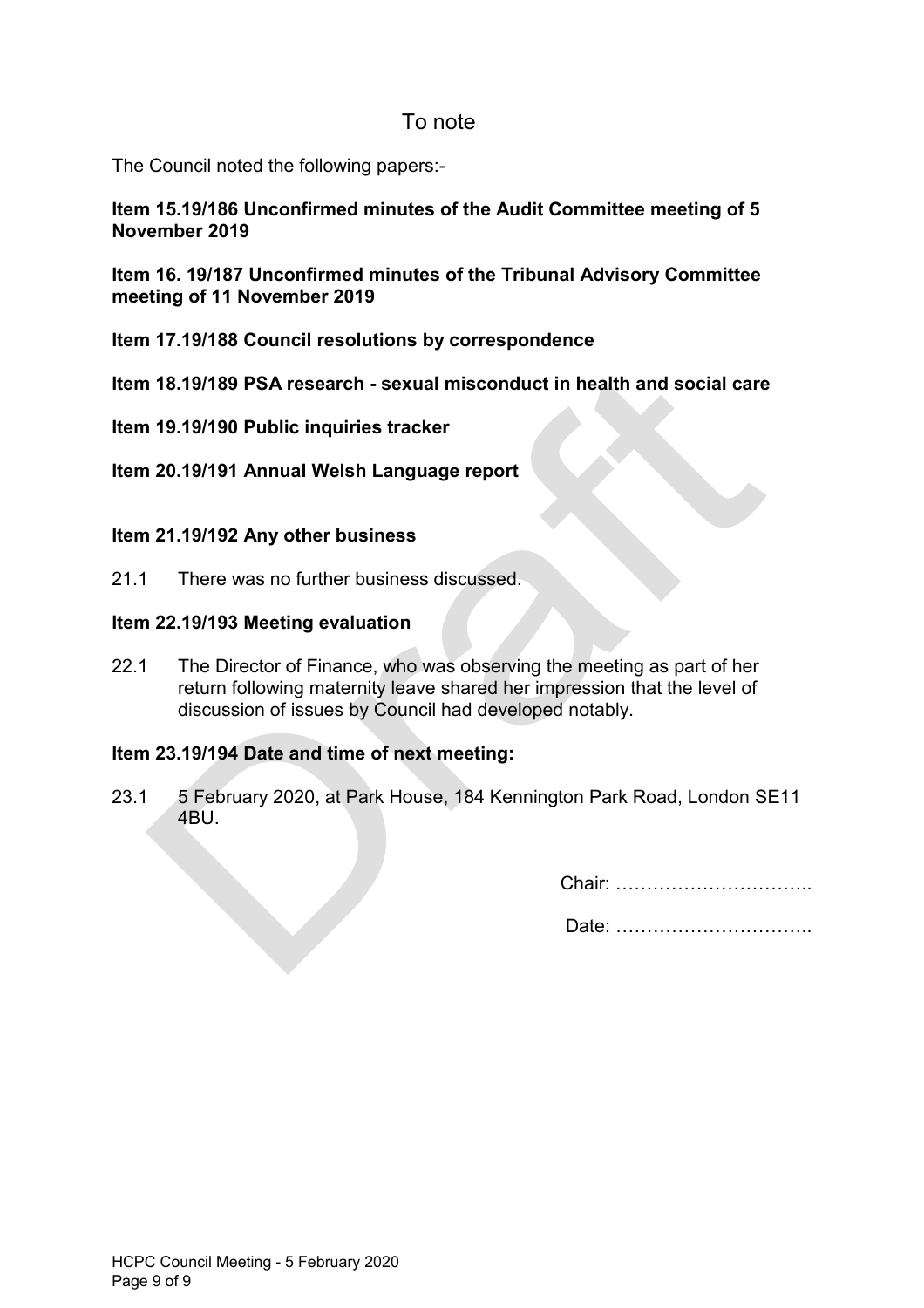## To note

The Council noted the following papers:-

**Item 15.19/186 Unconfirmed minutes of the Audit Committee meeting of 5 November 2019**

**Item 16. 19/187 Unconfirmed minutes of the Tribunal Advisory Committee meeting of 11 November 2019**

**Item 17.19/188 Council resolutions by correspondence**

**Item 18.19/189 PSA research - sexual misconduct in health and social care**

**Item 19.19/190 Public inquiries tracker**

**Item 20.19/191 Annual Welsh Language report**

**Item 21.19/192 Any other business**

21.1 There was no further business discussed.

**Item 22.19/193 Meeting evaluation**

22.1 The Director of Finance, who was observing the meeting as part of her return following maternity leave shared her impression that the level of discussion of issues by Council had developed notably.

**Item 23.19/194 Date and time of next meeting:**

23.1 5 February 2020, at Park House, 184 Kennington Park Road, London SE11 4BU.

Chair: …………………………..

Date: …………………………..